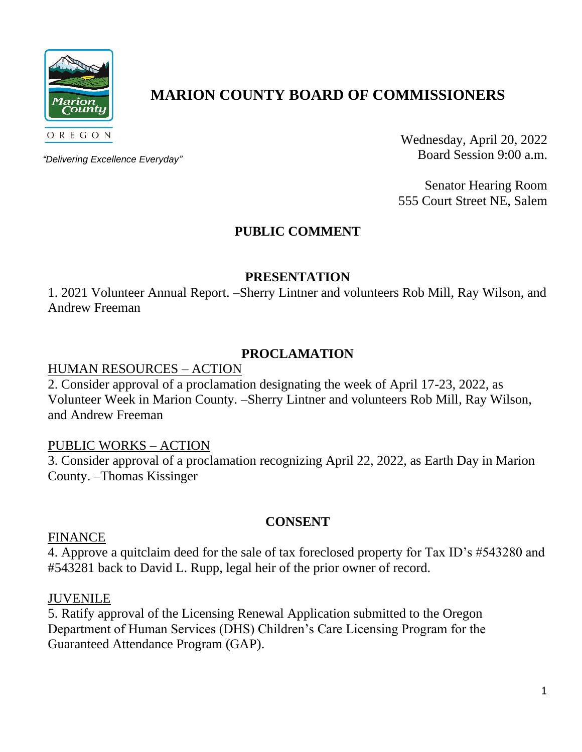# MARION COUNTY BOARD OF COMMISSIONERS

OREGON

*"Delivering Excellence Everyday"*

Wednesday, April 20, 2022
Board Session 9:00 a.m.

Senator Hearing Room
555 Court Street NE, Salem

## PUBLIC COMMENT

## PRESENTATION

1. 2021 Volunteer Annual Report. –Sherry Lintner and volunteers Rob Mill, Ray Wilson, and Andrew Freeman

## PROCLAMATION

HUMAN RESOURCES – ACTION

2. Consider approval of a proclamation designating the week of April 17-23, 2022, as Volunteer Week in Marion County. –Sherry Lintner and volunteers Rob Mill, Ray Wilson, and Andrew Freeman

PUBLIC WORKS – ACTION

3. Consider approval of a proclamation recognizing April 22, 2022, as Earth Day in Marion County. –Thomas Kissinger

## CONSENT

FINANCE

4. Approve a quitclaim deed for the sale of tax foreclosed property for Tax ID's #543280 and #543281 back to David L. Rupp, legal heir of the prior owner of record.

JUVENILE

5. Ratify approval of the Licensing Renewal Application submitted to the Oregon Department of Human Services (DHS) Children's Care Licensing Program for the Guaranteed Attendance Program (GAP).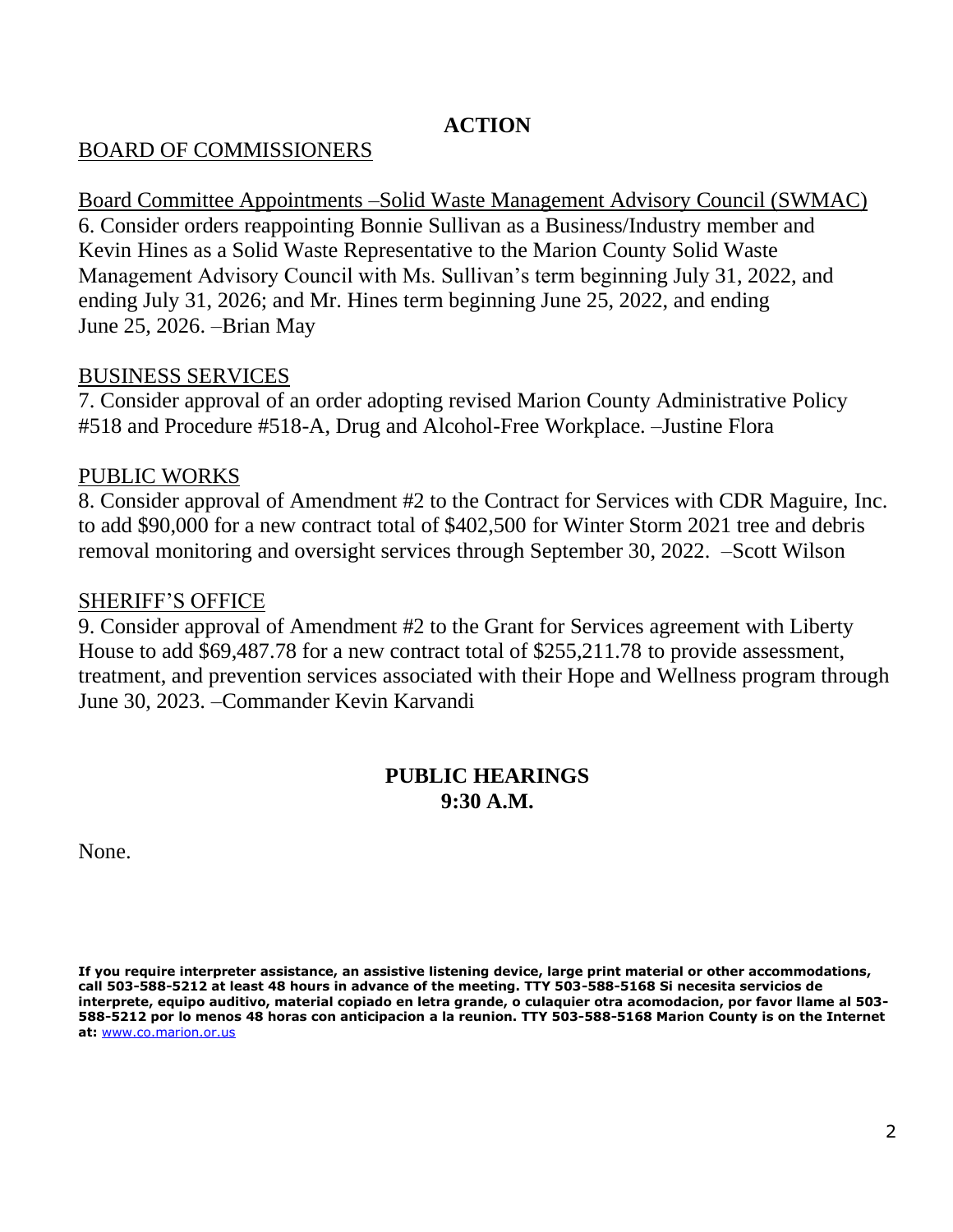## ACTION

BOARD OF COMMISSIONERS

Board Committee Appointments –Solid Waste Management Advisory Council (SWMAC)

6. Consider orders reappointing Bonnie Sullivan as a Business/Industry member and Kevin Hines as a Solid Waste Representative to the Marion County Solid Waste Management Advisory Council with Ms. Sullivan's term beginning July 31, 2022, and ending July 31, 2026; and Mr. Hines term beginning June 25, 2022, and ending June 25, 2026. –Brian May

BUSINESS SERVICES

7. Consider approval of an order adopting revised Marion County Administrative Policy #518 and Procedure #518-A, Drug and Alcohol-Free Workplace. –Justine Flora

PUBLIC WORKS

8. Consider approval of Amendment #2 to the Contract for Services with CDR Maguire, Inc. to add $90,000 for a new contract total of $402,500 for Winter Storm 2021 tree and debris removal monitoring and oversight services through September 30, 2022. –Scott Wilson

SHERIFF'S OFFICE

9. Consider approval of Amendment #2 to the Grant for Services agreement with Liberty House to add $69,487.78 for a new contract total of $255,211.78 to provide assessment, treatment, and prevention services associated with their Hope and Wellness program through June 30, 2023. –Commander Kevin Karvandi

## PUBLIC HEARINGS
## 9:30 A.M.

None.

**If you require interpreter assistance, an assistive listening device, large print material or other accommodations, call 503-588-5212 at least 48 hours in advance of the meeting. TTY 503-588-5168 Si necesita servicios de interprete, equipo auditivo, material copiado en letra grande, o culaquier otra acomodacion, por favor llame al 503-588-5212 por lo menos 48 horas con anticipacion a la reunion. TTY 503-588-5168 Marion County is on the Internet at:** www.co.marion.or.us